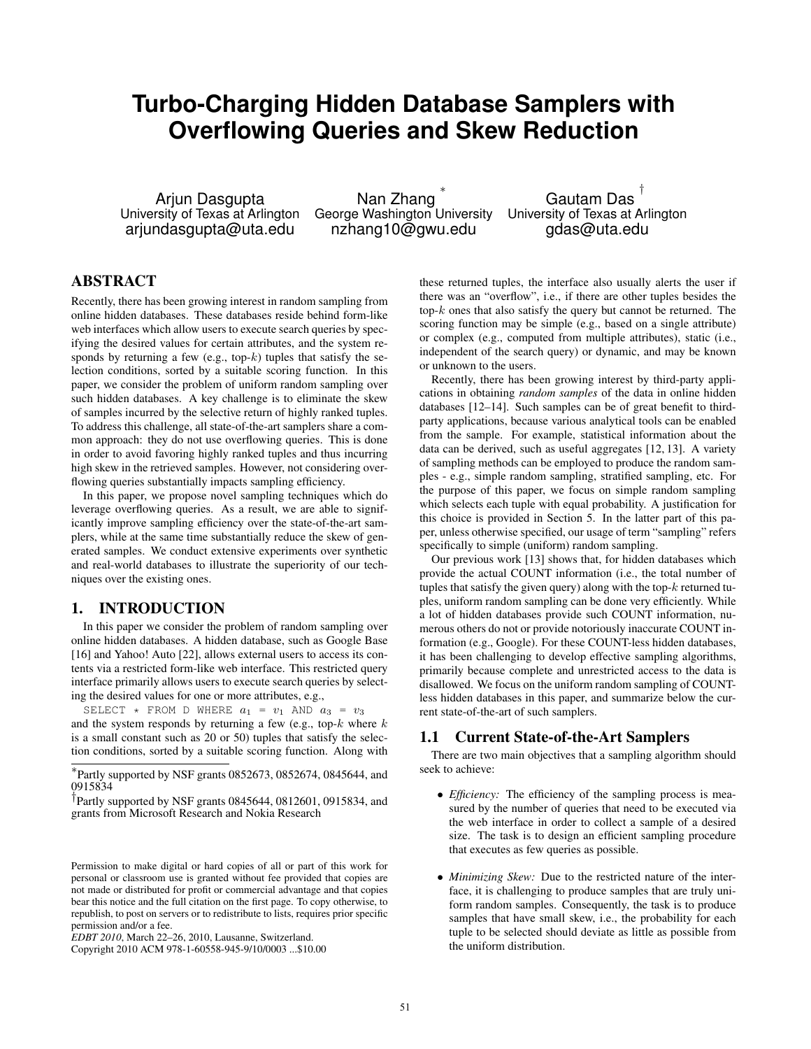# Turbo-Charging Hidden Database Samplers with Overflowing Queries and Skew Reduction

Arjun Dasgupta
University of Texas at Arlington
arjundasgupta@uta.edu

Nan Zhang [*]
George Washington University
nzhang10@gwu.edu

Gautam Das [†]
University of Texas at Arlington
gdas@uta.edu

## ABSTRACT

Recently, there has been growing interest in random sampling from online hidden databases. These databases reside behind form-like web interfaces which allow users to execute search queries by specifying the desired values for certain attributes, and the system responds by returning a few (e.g., top-$k$) tuples that satisfy the selection conditions, sorted by a suitable scoring function. In this paper, we consider the problem of uniform random sampling over such hidden databases. A key challenge is to eliminate the skew of samples incurred by the selective return of highly ranked tuples. To address this challenge, all state-of-the-art samplers share a common approach: they do not use overflowing queries. This is done in order to avoid favoring highly ranked tuples and thus incurring high skew in the retrieved samples. However, not considering overflowing queries substantially impacts sampling efficiency.

In this paper, we propose novel sampling techniques which do leverage overflowing queries. As a result, we are able to significantly improve sampling efficiency over the state-of-the-art samplers, while at the same time substantially reduce the skew of generated samples. We conduct extensive experiments over synthetic and real-world databases to illustrate the superiority of our techniques over the existing ones.

## 1. INTRODUCTION

In this paper we consider the problem of random sampling over online hidden databases. A hidden database, such as Google Base [16] and Yahoo! Auto [22], allows external users to access its contents via a restricted form-like web interface. This restricted query interface primarily allows users to execute search queries by selecting the desired values for one or more attributes, e.g.,

```
SELECT * FROM D WHERE a1 = v1 AND a3 = v3
```

and the system responds by returning a few (e.g., top-$k$ where $k$ is a small constant such as 20 or 50) tuples that satisfy the selection conditions, sorted by a suitable scoring function. Along with these returned tuples, the interface also usually alerts the user if there was an "overflow", i.e., if there are other tuples besides the top-$k$ ones that also satisfy the query but cannot be returned. The scoring function may be simple (e.g., based on a single attribute) or complex (e.g., computed from multiple attributes), static (i.e., independent of the search query) or dynamic, and may be known or unknown to the users.

Recently, there has been growing interest by third-party applications in obtaining *random samples* of the data in online hidden databases [12–14]. Such samples can be of great benefit to third-party applications, because various analytical tools can be enabled from the sample. For example, statistical information about the data can be derived, such as useful aggregates [12, 13]. A variety of sampling methods can be employed to produce the random samples - e.g., simple random sampling, stratified sampling, etc. For the purpose of this paper, we focus on simple random sampling which selects each tuple with equal probability. A justification for this choice is provided in Section 5. In the latter part of this paper, unless otherwise specified, our usage of term "sampling" refers specifically to simple (uniform) random sampling.

Our previous work [13] shows that, for hidden databases which provide the actual COUNT information (i.e., the total number of tuples that satisfy the given query) along with the top-$k$ returned tuples, uniform random sampling can be done very efficiently. While a lot of hidden databases provide such COUNT information, numerous others do not or provide notoriously inaccurate COUNT information (e.g., Google). For these COUNT-less hidden databases, it has been challenging to develop effective sampling algorithms, primarily because complete and unrestricted access to the data is disallowed. We focus on the uniform random sampling of COUNT-less hidden databases in this paper, and summarize below the current state-of-the-art of such samplers.

### 1.1 Current State-of-the-Art Samplers

There are two main objectives that a sampling algorithm should seek to achieve:

- *Efficiency:* The efficiency of the sampling process is measured by the number of queries that need to be executed via the web interface in order to collect a sample of a desired size. The task is to design an efficient sampling procedure that executes as few queries as possible.
- *Minimizing Skew:* Due to the restricted nature of the interface, it is challenging to produce samples that are truly uniform random samples. Consequently, the task is to produce samples that have small skew, i.e., the probability for each tuple to be selected should deviate as little as possible from the uniform distribution.

[*] Partly supported by NSF grants 0852673, 0852674, 0845644, and 0915834

[†] Partly supported by NSF grants 0845644, 0812601, 0915834, and grants from Microsoft Research and Nokia Research

Permission to make digital or hard copies of all or part of this work for personal or classroom use is granted without fee provided that copies are not made or distributed for profit or commercial advantage and that copies bear this notice and the full citation on the first page. To copy otherwise, to republish, to post on servers or to redistribute to lists, requires prior specific permission and/or a fee.
*EDBT 2010*, March 22–26, 2010, Lausanne, Switzerland.
Copyright 2010 ACM 978-1-60558-945-9/10/0003 ...$10.00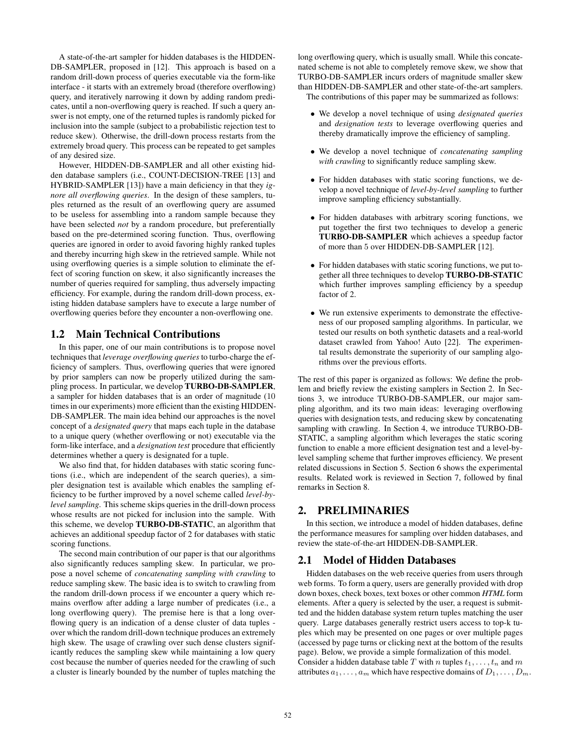A state-of-the-art sampler for hidden databases is the HIDDEN-DB-SAMPLER, proposed in [12]. This approach is based on a random drill-down process of queries executable via the form-like interface - it starts with an extremely broad (therefore overflowing) query, and iteratively narrowing it down by adding random predicates, until a non-overflowing query is reached. If such a query answer is not empty, one of the returned tuples is randomly picked for inclusion into the sample (subject to a probabilistic rejection test to reduce skew). Otherwise, the drill-down process restarts from the extremely broad query. This process can be repeated to get samples of any desired size.

However, HIDDEN-DB-SAMPLER and all other existing hidden database samplers (i.e., COUNT-DECISION-TREE [13] and HYBRID-SAMPLER [13]) have a main deficiency in that they *ignore all overflowing queries*. In the design of these samplers, tuples returned as the result of an overflowing query are assumed to be useless for assembling into a random sample because they have been selected *not* by a random procedure, but preferentially based on the pre-determined scoring function. Thus, overflowing queries are ignored in order to avoid favoring highly ranked tuples and thereby incurring high skew in the retrieved sample. While not using overflowing queries is a simple solution to eliminate the effect of scoring function on skew, it also significantly increases the number of queries required for sampling, thus adversely impacting efficiency. For example, during the random drill-down process, existing hidden database samplers have to execute a large number of overflowing queries before they encounter a non-overflowing one.

## 1.2 Main Technical Contributions

In this paper, one of our main contributions is to propose novel techniques that *leverage overflowing queries* to turbo-charge the efficiency of samplers. Thus, overflowing queries that were ignored by prior samplers can now be properly utilized during the sampling process. In particular, we develop **TURBO-DB-SAMPLER**, a sampler for hidden databases that is an order of magnitude (10 times in our experiments) more efficient than the existing HIDDEN-DB-SAMPLER. The main idea behind our approaches is the novel concept of a *designated query* that maps each tuple in the database to a unique query (whether overflowing or not) executable via the form-like interface, and a *designation test* procedure that efficiently determines whether a query is designated for a tuple.

We also find that, for hidden databases with static scoring functions (i.e., which are independent of the search queries), a simpler designation test is available which enables the sampling efficiency to be further improved by a novel scheme called *level-by-level sampling*. This scheme skips queries in the drill-down process whose results are not picked for inclusion into the sample. With this scheme, we develop **TURBO-DB-STATIC**, an algorithm that achieves an additional speedup factor of 2 for databases with static scoring functions.

The second main contribution of our paper is that our algorithms also significantly reduces sampling skew. In particular, we propose a novel scheme of *concatenating sampling with crawling* to reduce sampling skew. The basic idea is to switch to crawling from the random drill-down process if we encounter a query which remains overflow after adding a large number of predicates (i.e., a long overflowing query). The premise here is that a long overflowing query is an indication of a dense cluster of data tuples - over which the random drill-down technique produces an extremely high skew. The usage of crawling over such dense clusters significantly reduces the sampling skew while maintaining a low query cost because the number of queries needed for the crawling of such a cluster is linearly bounded by the number of tuples matching the long overflowing query, which is usually small. While this concatenated scheme is not able to completely remove skew, we show that TURBO-DB-SAMPLER incurs orders of magnitude smaller skew than HIDDEN-DB-SAMPLER and other state-of-the-art samplers.

The contributions of this paper may be summarized as follows:

- We develop a novel technique of using *designated queries* and *designation tests* to leverage overflowing queries and thereby dramatically improve the efficiency of sampling.
- We develop a novel technique of *concatenating sampling with crawling* to significantly reduce sampling skew.
- For hidden databases with static scoring functions, we develop a novel technique of *level-by-level sampling* to further improve sampling efficiency substantially.
- For hidden databases with arbitrary scoring functions, we put together the first two techniques to develop a generic **TURBO-DB-SAMPLER** which achieves a speedup factor of more than 5 over HIDDEN-DB-SAMPLER [12].
- For hidden databases with static scoring functions, we put together all three techniques to develop **TURBO-DB-STATIC** which further improves sampling efficiency by a speedup factor of 2.
- We run extensive experiments to demonstrate the effectiveness of our proposed sampling algorithms. In particular, we tested our results on both synthetic datasets and a real-world dataset crawled from Yahoo! Auto [22]. The experimental results demonstrate the superiority of our sampling algorithms over the previous efforts.

The rest of this paper is organized as follows: We define the problem and briefly review the existing samplers in Section 2. In Sections 3, we introduce TURBO-DB-SAMPLER, our major sampling algorithm, and its two main ideas: leveraging overflowing queries with designation tests, and reducing skew by concatenating sampling with crawling. In Section 4, we introduce TURBO-DB-STATIC, a sampling algorithm which leverages the static scoring function to enable a more efficient designation test and a level-by-level sampling scheme that further improves efficiency. We present related discussions in Section 5. Section 6 shows the experimental results. Related work is reviewed in Section 7, followed by final remarks in Section 8.

# 2. PRELIMINARIES

In this section, we introduce a model of hidden databases, define the performance measures for sampling over hidden databases, and review the state-of-the-art HIDDEN-DB-SAMPLER.

## 2.1 Model of Hidden Databases

Hidden databases on the web receive queries from users through web forms. To form a query, users are generally provided with drop down boxes, check boxes, text boxes or other common *HTML* form elements. After a query is selected by the user, a request is submitted and the hidden database system return tuples matching the user query. Large databases generally restrict users access to top-k tuples which may be presented on one pages or over multiple pages (accessed by page turns or clicking next at the bottom of the results page). Below, we provide a simple formalization of this model.

Consider a hidden database table $T$ with $n$ tuples $t_1, \ldots, t_n$ and $m$ attributes $a_1, \ldots, a_m$ which have respective domains of $D_1, \ldots, D_m$.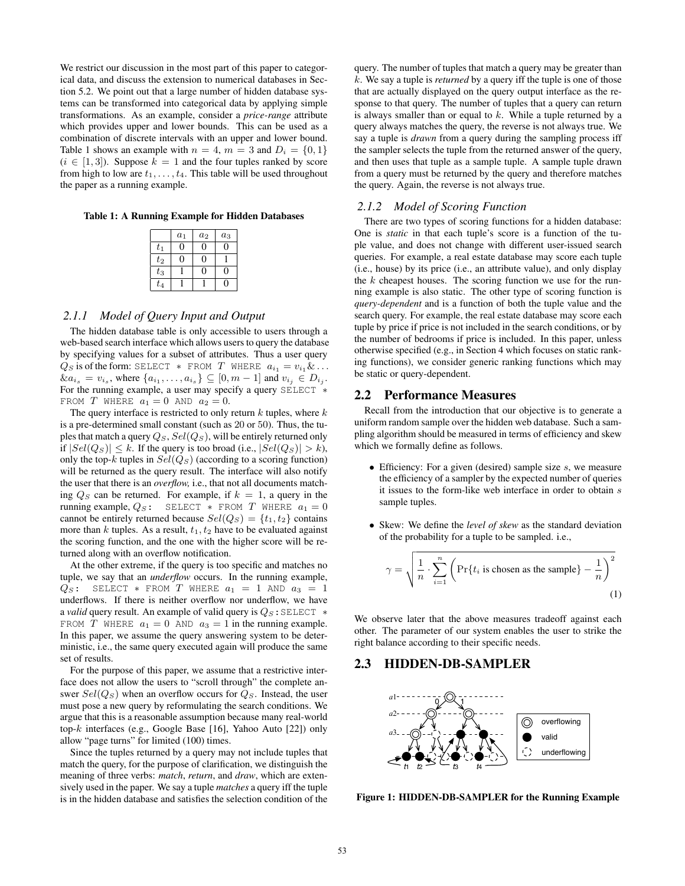We restrict our discussion in the most part of this paper to categorical data, and discuss the extension to numerical databases in Section 5.2. We point out that a large number of hidden database systems can be transformed into categorical data by applying simple transformations. As an example, consider a *price-range* attribute which provides upper and lower bounds. This can be used as a combination of discrete intervals with an upper and lower bound. Table 1 shows an example with $n = 4$, $m = 3$ and $D_i = \{0, 1\}$ ($i \in [1, 3]$). Suppose $k = 1$ and the four tuples ranked by score from high to low are $t_1, \ldots, t_4$. This table will be used throughout the paper as a running example.

**Table 1: A Running Example for Hidden Databases**

| | $a_1$ | $a_2$ | $a_3$ |
|---|---|---|---|
| $t_1$ | 0 | 0 | 0 |
| $t_2$ | 0 | 0 | 1 |
| $t_3$ | 1 | 0 | 0 |
| $t_4$ | 1 | 1 | 0 |

### 2.1.1 Model of Query Input and Output

The hidden database table is only accessible to users through a web-based search interface which allows users to query the database by specifying values for a subset of attributes. Thus a user query $Q_S$ is of the form: SELECT * FROM $T$ WHERE $a_{i_1} = v_{i_1} \& \ldots \& a_{i_s} = v_{i_s}$, where $\{a_{i_1}, \ldots, a_{i_s}\} \subseteq [0, m-1]$ and $v_{i_j} \in D_{i_j}$. For the running example, a user may specify a query SELECT * FROM $T$ WHERE $a_1 = 0$ AND $a_2 = 0$.

The query interface is restricted to only return $k$ tuples, where $k$ is a pre-determined small constant (such as 20 or 50). Thus, the tuples that match a query $Q_S$, $Sel(Q_S)$, will be entirely returned only if $|Sel(Q_S)| \leq k$. If the query is too broad (i.e., $|Sel(Q_S)| > k$), only the top-$k$ tuples in $Sel(Q_S)$ (according to a scoring function) will be returned as the query result. The interface will also notify the user that there is an *overflow,* i.e., that not all documents matching $Q_S$ can be returned. For example, if $k = 1$, a query in the running example, $Q_S$: SELECT * FROM $T$ WHERE $a_1 = 0$ cannot be entirely returned because $Sel(Q_S) = \{t_1, t_2\}$ contains more than $k$ tuples. As a result, $t_1, t_2$ have to be evaluated against the scoring function, and the one with the higher score will be returned along with an overflow notification.

At the other extreme, if the query is too specific and matches no tuple, we say that an *underflow* occurs. In the running example, $Q_S$: SELECT * FROM $T$ WHERE $a_1 = 1$ AND $a_3 = 1$ underflows. If there is neither overflow nor underflow, we have a *valid* query result. An example of valid query is $Q_S$: SELECT * FROM $T$ WHERE $a_1 = 0$ AND $a_3 = 1$ in the running example. In this paper, we assume the query answering system to be deterministic, i.e., the same query executed again will produce the same set of results.

For the purpose of this paper, we assume that a restrictive interface does not allow the users to "scroll through" the complete answer $Sel(Q_S)$ when an overflow occurs for $Q_S$. Instead, the user must pose a new query by reformulating the search conditions. We argue that this is a reasonable assumption because many real-world top-$k$ interfaces (e.g., Google Base [16], Yahoo Auto [22]) only allow "page turns" for limited (100) times.

Since the tuples returned by a query may not include tuples that match the query, for the purpose of clarification, we distinguish the meaning of three verbs: *match*, *return*, and *draw*, which are extensively used in the paper. We say a tuple *matches* a query iff the tuple is in the hidden database and satisfies the selection condition of the query. The number of tuples that match a query may be greater than $k$. We say a tuple is *returned* by a query iff the tuple is one of those that are actually displayed on the query output interface as the response to that query. The number of tuples that a query can return is always smaller than or equal to $k$. While a tuple returned by a query always matches the query, the reverse is not always true. We say a tuple is *drawn* from a query during the sampling process iff the sampler selects the tuple from the returned answer of the query, and then uses that tuple as a sample tuple. A sample tuple drawn from a query must be returned by the query and therefore matches the query. Again, the reverse is not always true.

### 2.1.2 Model of Scoring Function

There are two types of scoring functions for a hidden database: One is *static* in that each tuple's score is a function of the tuple value, and does not change with different user-issued search queries. For example, a real estate database may score each tuple (i.e., house) by its price (i.e., an attribute value), and only display the $k$ cheapest houses. The scoring function we use for the running example is also static. The other type of scoring function is *query-dependent* and is a function of both the tuple value and the search query. For example, the real estate database may score each tuple by price if price is not included in the search conditions, or by the number of bedrooms if price is included. In this paper, unless otherwise specified (e.g., in Section 4 which focuses on static ranking functions), we consider generic ranking functions which may be static or query-dependent.

## 2.2 Performance Measures

Recall from the introduction that our objective is to generate a uniform random sample over the hidden web database. Such a sampling algorithm should be measured in terms of efficiency and skew which we formally define as follows.

- Efficiency: For a given (desired) sample size $s$, we measure the efficiency of a sampler by the expected number of queries it issues to the form-like web interface in order to obtain $s$ sample tuples.
- Skew: We define the *level of skew* as the standard deviation of the probability for a tuple to be sampled. i.e.,

$$\gamma = \sqrt{\frac{1}{n} \cdot \sum_{i=1}^{n} \left( \Pr\{t_i \text{ is chosen as the sample}\} - \frac{1}{n} \right)^2} \tag{1}$$

We observe later that the above measures tradeoff against each other. The parameter of our system enables the user to strike the right balance according to their specific needs.

## 2.3 HIDDEN-DB-SAMPLER

**Figure 1: HIDDEN-DB-SAMPLER for the Running Example**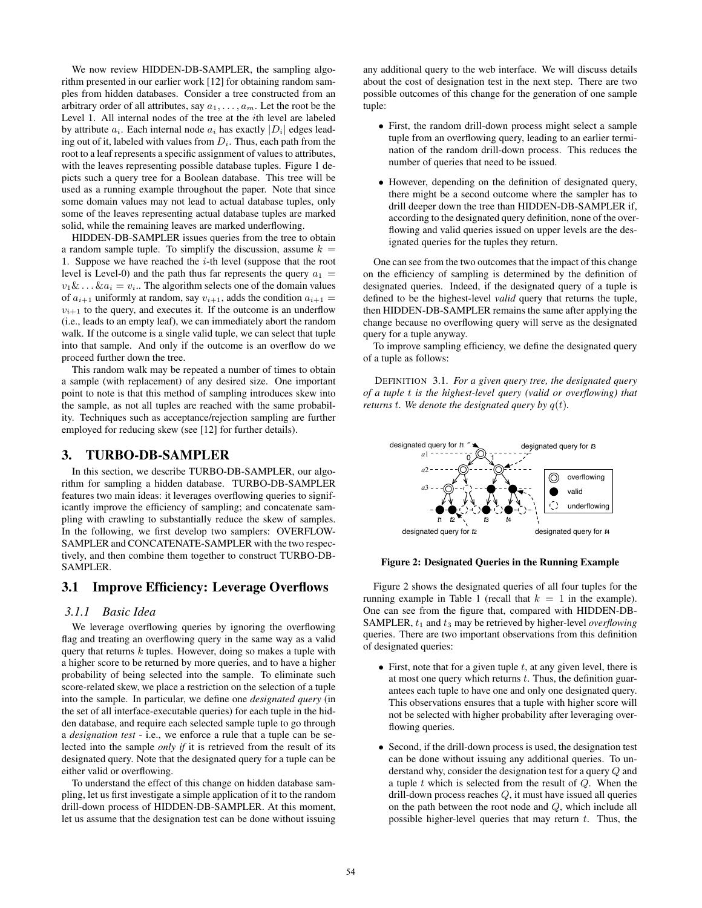We now review HIDDEN-DB-SAMPLER, the sampling algorithm presented in our earlier work [12] for obtaining random samples from hidden databases. Consider a tree constructed from an arbitrary order of all attributes, say $a_1, \ldots, a_m$. Let the root be the Level 1. All internal nodes of the tree at the $i$th level are labeled by attribute $a_i$. Each internal node $a_i$ has exactly $|D_i|$ edges leading out of it, labeled with values from $D_i$. Thus, each path from the root to a leaf represents a specific assignment of values to attributes, with the leaves representing possible database tuples. Figure 1 depicts such a query tree for a Boolean database. This tree will be used as a running example throughout the paper. Note that since some domain values may not lead to actual database tuples, only some of the leaves representing actual database tuples are marked solid, while the remaining leaves are marked underflowing.

HIDDEN-DB-SAMPLER issues queries from the tree to obtain a random sample tuple. To simplify the discussion, assume $k = 1$. Suppose we have reached the $i$-th level (suppose that the root level is Level-0) and the path thus far represents the query $a_1 = v_1 \& \ldots \& a_i = v_i$.. The algorithm selects one of the domain values of $a_{i+1}$ uniformly at random, say $v_{i+1}$, adds the condition $a_{i+1} = v_{i+1}$ to the query, and executes it. If the outcome is an underflow (i.e., leads to an empty leaf), we can immediately abort the random walk. If the outcome is a single valid tuple, we can select that tuple into that sample. And only if the outcome is an overflow do we proceed further down the tree.

This random walk may be repeated a number of times to obtain a sample (with replacement) of any desired size. One important point to note is that this method of sampling introduces skew into the sample, as not all tuples are reached with the same probability. Techniques such as acceptance/rejection sampling are further employed for reducing skew (see [12] for further details).

# 3. TURBO-DB-SAMPLER

In this section, we describe TURBO-DB-SAMPLER, our algorithm for sampling a hidden database. TURBO-DB-SAMPLER features two main ideas: it leverages overflowing queries to significantly improve the efficiency of sampling; and concatenate sampling with crawling to substantially reduce the skew of samples. In the following, we first develop two samplers: OVERFLOW-SAMPLER and CONCATENATE-SAMPLER with the two respectively, and then combine them together to construct TURBO-DB-SAMPLER.

## 3.1 Improve Efficiency: Leverage Overflows

### 3.1.1 Basic Idea

We leverage overflowing queries by ignoring the overflowing flag and treating an overflowing query in the same way as a valid query that returns $k$ tuples. However, doing so makes a tuple with a higher score to be returned by more queries, and to have a higher probability of being selected into the sample. To eliminate such score-related skew, we place a restriction on the selection of a tuple into the sample. In particular, we define one *designated query* (in the set of all interface-executable queries) for each tuple in the hidden database, and require each selected sample tuple to go through a *designation test* - i.e., we enforce a rule that a tuple can be selected into the sample *only if* it is retrieved from the result of its designated query. Note that the designated query for a tuple can be either valid or overflowing.

To understand the effect of this change on hidden database sampling, let us first investigate a simple application of it to the random drill-down process of HIDDEN-DB-SAMPLER. At this moment, let us assume that the designation test can be done without issuing any additional query to the web interface. We will discuss details about the cost of designation test in the next step. There are two possible outcomes of this change for the generation of one sample tuple:

- First, the random drill-down process might select a sample tuple from an overflowing query, leading to an earlier termination of the random drill-down process. This reduces the number of queries that need to be issued.
- However, depending on the definition of designated query, there might be a second outcome where the sampler has to drill deeper down the tree than HIDDEN-DB-SAMPLER if, according to the designated query definition, none of the overflowing and valid queries issued on upper levels are the designated queries for the tuples they return.

One can see from the two outcomes that the impact of this change on the efficiency of sampling is determined by the definition of designated queries. Indeed, if the designated query of a tuple is defined to be the highest-level *valid* query that returns the tuple, then HIDDEN-DB-SAMPLER remains the same after applying the change because no overflowing query will serve as the designated query for a tuple anyway.

To improve sampling efficiency, we define the designated query of a tuple as follows:

DEFINITION 3.1. *For a given query tree, the designated query of a tuple $t$ is the highest-level query (valid or overflowing) that returns $t$. We denote the designated query by $q(t)$.*

**Figure 2: Designated Queries in the Running Example**

Figure 2 shows the designated queries of all four tuples for the running example in Table 1 (recall that $k = 1$ in the example). One can see from the figure that, compared with HIDDEN-DB-SAMPLER, $t_1$ and $t_3$ may be retrieved by higher-level *overflowing* queries. There are two important observations from this definition of designated queries:

- First, note that for a given tuple $t$, at any given level, there is at most one query which returns $t$. Thus, the definition guarantees each tuple to have one and only one designated query. This observations ensures that a tuple with higher score will not be selected with higher probability after leveraging overflowing queries.
- Second, if the drill-down process is used, the designation test can be done without issuing any additional queries. To understand why, consider the designation test for a query $Q$ and a tuple $t$ which is selected from the result of $Q$. When the drill-down process reaches $Q$, it must have issued all queries on the path between the root node and $Q$, which include all possible higher-level queries that may return $t$. Thus, the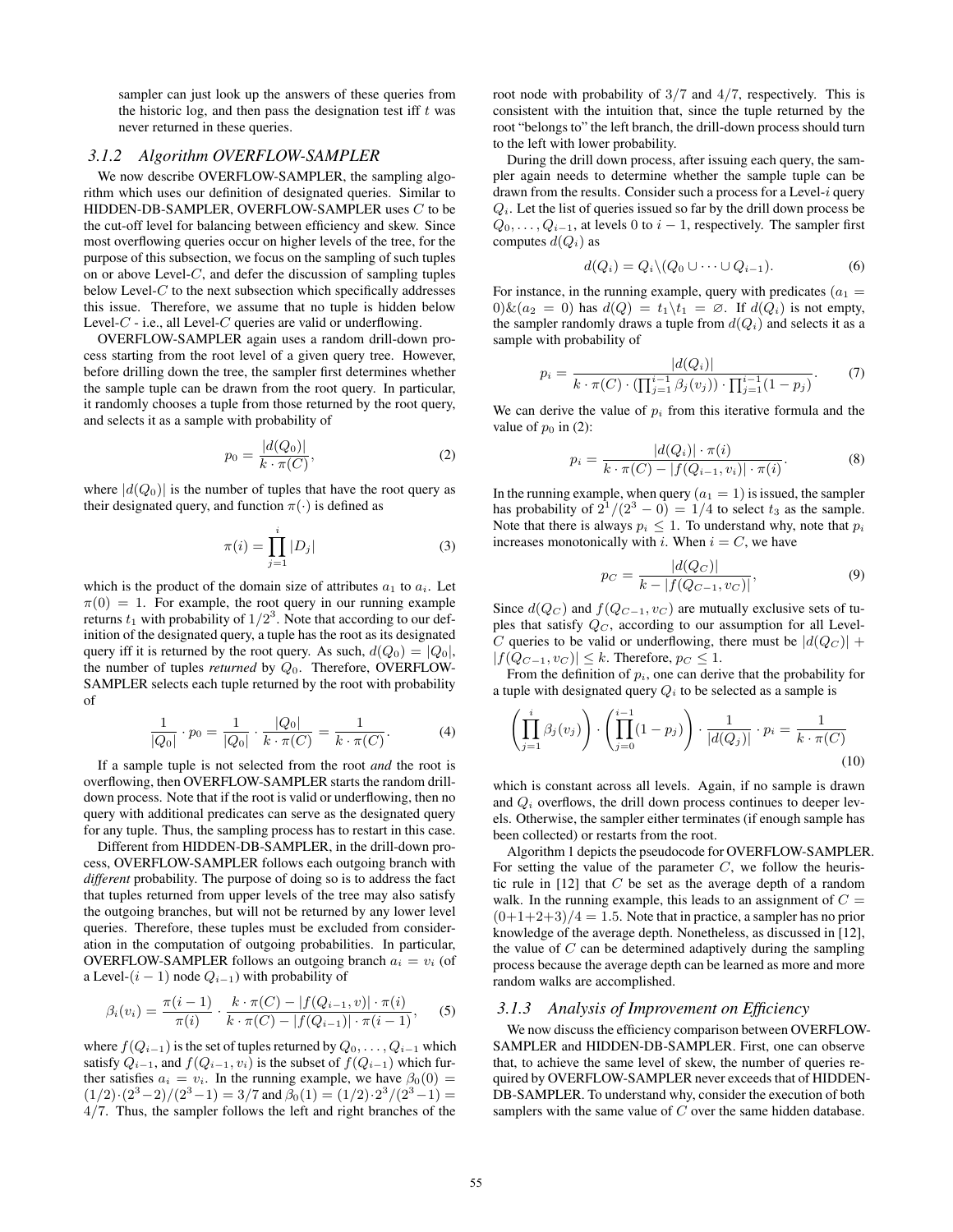sampler can just look up the answers of these queries from the historic log, and then pass the designation test iff $t$ was never returned in these queries.

### 3.1.2 Algorithm OVERFLOW-SAMPLER

We now describe OVERFLOW-SAMPLER, the sampling algorithm which uses our definition of designated queries. Similar to HIDDEN-DB-SAMPLER, OVERFLOW-SAMPLER uses $C$ to be the cut-off level for balancing between efficiency and skew. Since most overflowing queries occur on higher levels of the tree, for the purpose of this subsection, we focus on the sampling of such tuples on or above Level-$C$, and defer the discussion of sampling tuples below Level-$C$ to the next subsection which specifically addresses this issue. Therefore, we assume that no tuple is hidden below Level-$C$ - i.e., all Level-$C$ queries are valid or underflowing.

OVERFLOW-SAMPLER again uses a random drill-down process starting from the root level of a given query tree. However, before drilling down the tree, the sampler first determines whether the sample tuple can be drawn from the root query. In particular, it randomly chooses a tuple from those returned by the root query, and selects it as a sample with probability of

$$p_0 = \frac{|d(Q_0)|}{k \cdot \pi(C)}, \tag{2}$$

where $|d(Q_0)|$ is the number of tuples that have the root query as their designated query, and function $\pi(\cdot)$ is defined as

$$\pi(i) = \prod_{j=1}^{i} |D_j| \tag{3}$$

which is the product of the domain size of attributes $a_1$ to $a_i$. Let $\pi(0) = 1$. For example, the root query in our running example returns $t_1$ with probability of $1/2^3$. Note that according to our definition of the designated query, a tuple has the root as its designated query iff it is returned by the root query. As such, $d(Q_0) = |Q_0|$, the number of tuples *returned* by $Q_0$. Therefore, OVERFLOW-SAMPLER selects each tuple returned by the root with probability of

$$\frac{1}{|Q_0|} \cdot p_0 = \frac{1}{|Q_0|} \cdot \frac{|Q_0|}{k \cdot \pi(C)} = \frac{1}{k \cdot \pi(C)}. \tag{4}$$

If a sample tuple is not selected from the root *and* the root is overflowing, then OVERFLOW-SAMPLER starts the random drill-down process. Note that if the root is valid or underflowing, then no query with additional predicates can serve as the designated query for any tuple. Thus, the sampling process has to restart in this case.

Different from HIDDEN-DB-SAMPLER, in the drill-down process, OVERFLOW-SAMPLER follows each outgoing branch with *different* probability. The purpose of doing so is to address the fact that tuples returned from upper levels of the tree may also satisfy the outgoing branches, but will not be returned by any lower level queries. Therefore, these tuples must be excluded from consideration in the computation of outgoing probabilities. In particular, OVERFLOW-SAMPLER follows an outgoing branch $a_i = v_i$ (of a Level-$(i-1)$ node $Q_{i-1}$) with probability of

$$\beta_i(v_i) = \frac{\pi(i-1)}{\pi(i)} \cdot \frac{k \cdot \pi(C) - |f(Q_{i-1}, v)| \cdot \pi(i)}{k \cdot \pi(C) - |f(Q_{i-1})| \cdot \pi(i-1)}, \tag{5}$$

where $f(Q_{i-1})$ is the set of tuples returned by $Q_0, \ldots, Q_{i-1}$ which satisfy $Q_{i-1}$, and $f(Q_{i-1}, v_i)$ is the subset of $f(Q_{i-1})$ which further satisfies $a_i = v_i$. In the running example, we have $\beta_0(0) = (1/2) \cdot (2^3-2)/(2^3-1) = 3/7$ and $\beta_0(1) = (1/2) \cdot 2^3/(2^3-1) = 4/7$. Thus, the sampler follows the left and right branches of the root node with probability of $3/7$ and $4/7$, respectively. This is consistent with the intuition that, since the tuple returned by the root "belongs to" the left branch, the drill-down process should turn to the left with lower probability.

During the drill down process, after issuing each query, the sampler again needs to determine whether the sample tuple can be drawn from the results. Consider such a process for a Level-$i$ query $Q_i$. Let the list of queries issued so far by the drill down process be $Q_0, \ldots, Q_{i-1}$, at levels 0 to $i-1$, respectively. The sampler first computes $d(Q_i)$ as

$$d(Q_i) = Q_i \backslash (Q_0 \cup \cdots \cup Q_{i-1}). \tag{6}$$

For instance, in the running example, query with predicates $(a_1 = 0) \& (a_2 = 0)$ has $d(Q) = t_1 \backslash t_1 = \varnothing$. If $d(Q_i)$ is not empty, the sampler randomly draws a tuple from $d(Q_i)$ and selects it as a sample with probability of

$$p_i = \frac{|d(Q_i)|}{k \cdot \pi(C) \cdot (\prod_{j=1}^{i-1} \beta_j(v_j)) \cdot \prod_{j=1}^{i-1}(1-p_j)}. \tag{7}$$

We can derive the value of $p_i$ from this iterative formula and the value of $p_0$ in (2):

$$p_i = \frac{|d(Q_i)| \cdot \pi(i)}{k \cdot \pi(C) - |f(Q_{i-1}, v_i)| \cdot \pi(i)}. \tag{8}$$

In the running example, when query $(a_1 = 1)$ is issued, the sampler has probability of $2^1/(2^3 - 0) = 1/4$ to select $t_3$ as the sample. Note that there is always $p_i \leq 1$. To understand why, note that $p_i$ increases monotonically with $i$. When $i = C$, we have

$$p_C = \frac{|d(Q_C)|}{k - |f(Q_{C-1}, v_C)|}, \tag{9}$$

Since $d(Q_C)$ and $f(Q_{C-1}, v_C)$ are mutually exclusive sets of tuples that satisfy $Q_C$, according to our assumption for all Level-$C$ queries to be valid or underflowing, there must be $|d(Q_C)| + |f(Q_{C-1}, v_C)| \leq k$. Therefore, $p_C \leq 1$.

From the definition of $p_i$, one can derive that the probability for a tuple with designated query $Q_i$ to be selected as a sample is

$$\left(\prod_{j=1}^{i} \beta_j(v_j)\right) \cdot \left(\prod_{j=0}^{i-1}(1-p_j)\right) \cdot \frac{1}{|d(Q_j)|} \cdot p_i = \frac{1}{k \cdot \pi(C)} \tag{10}$$

which is constant across all levels. Again, if no sample is drawn and $Q_i$ overflows, the drill down process continues to deeper levels. Otherwise, the sampler either terminates (if enough sample has been collected) or restarts from the root.

Algorithm 1 depicts the pseudocode for OVERFLOW-SAMPLER. For setting the value of the parameter $C$, we follow the heuristic rule in [12] that $C$ be set as the average depth of a random walk. In the running example, this leads to an assignment of $C = (0+1+2+3)/4 = 1.5$. Note that in practice, a sampler has no prior knowledge of the average depth. Nonetheless, as discussed in [12], the value of $C$ can be determined adaptively during the sampling process because the average depth can be learned as more and more random walks are accomplished.

### 3.1.3 Analysis of Improvement on Efficiency

We now discuss the efficiency comparison between OVERFLOW-SAMPLER and HIDDEN-DB-SAMPLER. First, one can observe that, to achieve the same level of skew, the number of queries required by OVERFLOW-SAMPLER never exceeds that of HIDDEN-DB-SAMPLER. To understand why, consider the execution of both samplers with the same value of $C$ over the same hidden database.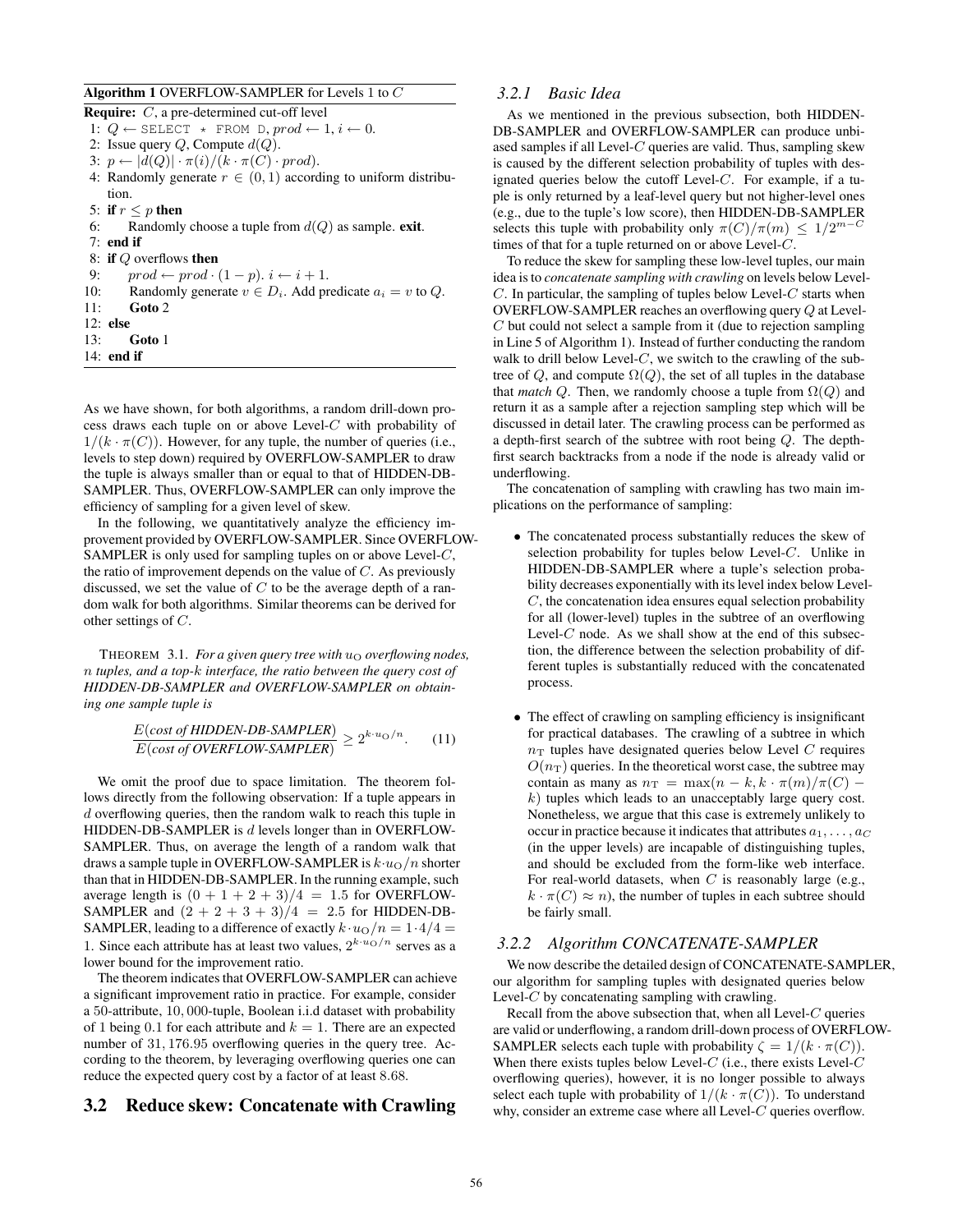**Algorithm 1** OVERFLOW-SAMPLER for Levels 1 to $C$

**Require:** $C$, a pre-determined cut-off level

```
1:  Q ← SELECT * FROM D, prod ← 1, i ← 0.
2:  Issue query Q, Compute d(Q).
3:  p ← |d(Q)| · π(i)/(k · π(C) · prod).
4:  Randomly generate r ∈ (0, 1) according to uniform distribution.
5:  if r ≤ p then
6:      Randomly choose a tuple from d(Q) as sample. exit.
7:  end if
8:  if Q overflows then
9:      prod ← prod · (1 − p). i ← i + 1.
10:     Randomly generate v ∈ D_i. Add predicate a_i = v to Q.
11:     Goto 2
12: else
13:     Goto 1
14: end if
```

As we have shown, for both algorithms, a random drill-down process draws each tuple on or above Level-$C$ with probability of $1/(k \cdot \pi(C))$. However, for any tuple, the number of queries (i.e., levels to step down) required by OVERFLOW-SAMPLER to draw the tuple is always smaller than or equal to that of HIDDEN-DB-SAMPLER. Thus, OVERFLOW-SAMPLER can only improve the efficiency of sampling for a given level of skew.

In the following, we quantitatively analyze the efficiency improvement provided by OVERFLOW-SAMPLER. Since OVERFLOW-SAMPLER is only used for sampling tuples on or above Level-$C$, the ratio of improvement depends on the value of $C$. As previously discussed, we set the value of $C$ to be the average depth of a random walk for both algorithms. Similar theorems can be derived for other settings of $C$.

THEOREM 3.1. *For a given query tree with $u_{\rm O}$ overflowing nodes, $n$ tuples, and a top-$k$ interface, the ratio between the query cost of HIDDEN-DB-SAMPLER and OVERFLOW-SAMPLER on obtaining one sample tuple is*

$$\frac{E(\textit{cost of HIDDEN-DB-SAMPLER})}{E(\textit{cost of OVERFLOW-SAMPLER})} \geq 2^{k \cdot u_{\rm O}/n}. \quad (11)$$

We omit the proof due to space limitation. The theorem follows directly from the following observation: If a tuple appears in $d$ overflowing queries, then the random walk to reach this tuple in HIDDEN-DB-SAMPLER is $d$ levels longer than in OVERFLOW-SAMPLER. Thus, on average the length of a random walk that draws a sample tuple in OVERFLOW-SAMPLER is $k \cdot u_{\rm O}/n$ shorter than that in HIDDEN-DB-SAMPLER. In the running example, such average length is $(0 + 1 + 2 + 3)/4 = 1.5$ for OVERFLOW-SAMPLER and $(2 + 2 + 3 + 3)/4 = 2.5$ for HIDDEN-DB-SAMPLER, leading to a difference of exactly $k \cdot u_{\rm O}/n = 1 \cdot 4/4 = 1$. Since each attribute has at least two values, $2^{k \cdot u_{\rm O}/n}$ serves as a lower bound for the improvement ratio.

The theorem indicates that OVERFLOW-SAMPLER can achieve a significant improvement ratio in practice. For example, consider a 50-attribute, 10,000-tuple, Boolean i.i.d dataset with probability of 1 being 0.1 for each attribute and $k = 1$. There are an expected number of 31,176.95 overflowing queries in the query tree. According to the theorem, by leveraging overflowing queries one can reduce the expected query cost by a factor of at least 8.68.

## 3.2 Reduce skew: Concatenate with Crawling

### 3.2.1 Basic Idea

As we mentioned in the previous subsection, both HIDDEN-DB-SAMPLER and OVERFLOW-SAMPLER can produce unbiased samples if all Level-$C$ queries are valid. Thus, sampling skew is caused by the different selection probability of tuples with designated queries below the cutoff Level-$C$. For example, if a tuple is only returned by a leaf-level query but not higher-level ones (e.g., due to the tuple's low score), then HIDDEN-DB-SAMPLER selects this tuple with probability only $\pi(C)/\pi(m) \leq 1/2^{m-C}$ times of that for a tuple returned on or above Level-$C$.

To reduce the skew for sampling these low-level tuples, our main idea is to *concatenate sampling with crawling* on levels below Level-$C$. In particular, the sampling of tuples below Level-$C$ starts when OVERFLOW-SAMPLER reaches an overflowing query $Q$ at Level-$C$ but could not select a sample from it (due to rejection sampling in Line 5 of Algorithm 1). Instead of further conducting the random walk to drill below Level-$C$, we switch to the crawling of the subtree of $Q$, and compute $\Omega(Q)$, the set of all tuples in the database that *match* $Q$. Then, we randomly choose a tuple from $\Omega(Q)$ and return it as a sample after a rejection sampling step which will be discussed in detail later. The crawling process can be performed as a depth-first search of the subtree with root being $Q$. The depth-first search backtracks from a node if the node is already valid or underflowing.

The concatenation of sampling with crawling has two main implications on the performance of sampling:

- The concatenated process substantially reduces the skew of selection probability for tuples below Level-$C$. Unlike in HIDDEN-DB-SAMPLER where a tuple's selection probability decreases exponentially with its level index below Level-$C$, the concatenation idea ensures equal selection probability for all (lower-level) tuples in the subtree of an overflowing Level-$C$ node. As we shall show at the end of this subsection, the difference between the selection probability of different tuples is substantially reduced with the concatenated process.

- The effect of crawling on sampling efficiency is insignificant for practical databases. The crawling of a subtree in which $n_{\rm T}$ tuples have designated queries below Level $C$ requires $O(n_{\rm T})$ queries. In the theoretical worst case, the subtree may contain as many as $n_{\rm T} = \max(n - k, k \cdot \pi(m)/\pi(C) - k)$ tuples which leads to an unacceptably large query cost. Nonetheless, we argue that this case is extremely unlikely to occur in practice because it indicates that attributes $a_1, \ldots, a_C$ (in the upper levels) are incapable of distinguishing tuples, and should be excluded from the form-like web interface. For real-world datasets, when $C$ is reasonably large (e.g., $k \cdot \pi(C) \approx n$), the number of tuples in each subtree should be fairly small.

### 3.2.2 Algorithm CONCATENATE-SAMPLER

We now describe the detailed design of CONCATENATE-SAMPLER, our algorithm for sampling tuples with designated queries below Level-$C$ by concatenating sampling with crawling.

Recall from the above subsection that, when all Level-$C$ queries are valid or underflowing, a random drill-down process of OVERFLOW-SAMPLER selects each tuple with probability $\zeta = 1/(k \cdot \pi(C))$. When there exists tuples below Level-$C$ (i.e., there exists Level-$C$ overflowing queries), however, it is no longer possible to always select each tuple with probability of $1/(k \cdot \pi(C))$. To understand why, consider an extreme case where all Level-$C$ queries overflow.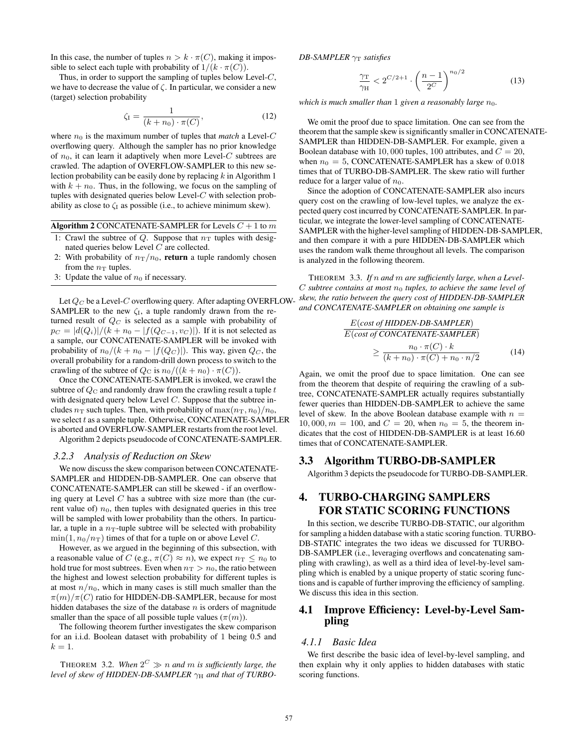In this case, the number of tuples $n > k \cdot \pi(C)$, making it impossible to select each tuple with probability of $1/(k \cdot \pi(C))$.

Thus, in order to support the sampling of tuples below Level-$C$, we have to decrease the value of $\zeta$. In particular, we consider a new (target) selection probability

$$\zeta_{\mathrm{I}} = \frac{1}{(k + n_0) \cdot \pi(C)}, \tag{12}$$

where $n_0$ is the maximum number of tuples that *match* a Level-$C$ overflowing query. Although the sampler has no prior knowledge of $n_0$, it can learn it adaptively when more Level-$C$ subtrees are crawled. The adaption of OVERFLOW-SAMPLER to this new selection probability can be easily done by replacing $k$ in Algorithm 1 with $k + n_0$. Thus, in the following, we focus on the sampling of tuples with designated queries below Level-$C$ with selection probability as close to $\zeta_{\mathrm{I}}$ as possible (i.e., to achieve minimum skew).

**Algorithm 2** CONCATENATE-SAMPLER for Levels $C+1$ to $m$

1: Crawl the subtree of $Q$. Suppose that $n_{\mathrm{T}}$ tuples with designated queries below Level $C$ are collected.
2: With probability of $n_{\mathrm{T}}/n_0$, **return** a tuple randomly chosen from the $n_{\mathrm{T}}$ tuples.
3: Update the value of $n_0$ if necessary.

Let $Q_C$ be a Level-$C$ overflowing query. After adapting OVERFLOW-SAMPLER to the new $\zeta_{\mathrm{I}}$, a tuple randomly drawn from the returned result of $Q_C$ is selected as a sample with probability of $p_C = |d(Q_i)|/(k + n_0 - |f(Q_{C-1}, v_C)|)$. If it is not selected as a sample, our CONCATENATE-SAMPLER will be invoked with probability of $n_0/(k + n_0 - |f(Q_C)|)$. This way, given $Q_C$, the overall probability for a random-drill down process to switch to the crawling of the subtree of $Q_C$ is $n_0/((k + n_0) \cdot \pi(C))$.

Once the CONCATENATE-SAMPLER is invoked, we crawl the subtree of $Q_{\mathrm{C}}$ and randomly draw from the crawling result a tuple $t$ with designated query below Level $C$. Suppose that the subtree includes $n_{\mathrm{T}}$ such tuples. Then, with probability of $\max(n_{\mathrm{T}}, n_0)/n_0$, we select $t$ as a sample tuple. Otherwise, CONCATENATE-SAMPLER is aborted and OVERFLOW-SAMPLER restarts from the root level.

Algorithm 2 depicts pseudocode of CONCATENATE-SAMPLER.

#### 3.2.3 Analysis of Reduction on Skew

We now discuss the skew comparison between CONCATENATE-SAMPLER and HIDDEN-DB-SAMPLER. One can observe that CONCATENATE-SAMPLER can still be skewed - if an overflowing query at Level $C$ has a subtree with size more than (the current value of) $n_0$, then tuples with designated queries in this tree will be sampled with lower probability than the others. In particular, a tuple in a $n_{\mathrm{T}}$-tuple subtree will be selected with probability $\min(1, n_0/n_{\mathrm{T}})$ times of that for a tuple on or above Level $C$.

However, as we argued in the beginning of this subsection, with a reasonable value of $C$ (e.g., $\pi(C) \approx n$), we expect $n_{\mathrm{T}} \le n_0$ to hold true for most subtrees. Even when $n_{\mathrm{T}} > n_0$, the ratio between the highest and lowest selection probability for different tuples is at most $n/n_0$, which in many cases is still much smaller than the $\pi(m)/\pi(C)$ ratio for HIDDEN-DB-SAMPLER, because for most hidden databases the size of the database $n$ is orders of magnitude smaller than the space of all possible tuple values ($\pi(m)$).

The following theorem further investigates the skew comparison for an i.i.d. Boolean dataset with probability of 1 being 0.5 and $k = 1$.

THEOREM 3.2. *When $2^C \gg n$ and $m$ is sufficiently large, the level of skew of HIDDEN-DB-SAMPLER $\gamma_{\mathrm{H}}$ and that of TURBO-DB-SAMPLER $\gamma_{\mathrm{T}}$ satisfies*

$$\frac{\gamma_{\mathrm{T}}}{\gamma_{\mathrm{H}}} < 2^{C/2+1} \cdot \left(\frac{n-1}{2^C}\right)^{n_0/2} \tag{13}$$

*which is much smaller than 1 given a reasonably large $n_0$.*

We omit the proof due to space limitation. One can see from the theorem that the sample skew is significantly smaller in CONCATENATE-SAMPLER than HIDDEN-DB-SAMPLER. For example, given a Boolean database with 10,000 tuples, 100 attributes, and $C = 20$, when $n_0 = 5$, CONCATENATE-SAMPLER has a skew of 0.018 times that of TURBO-DB-SAMPLER. The skew ratio will further reduce for a larger value of $n_0$.

Since the adoption of CONCATENATE-SAMPLER also incurs query cost on the crawling of low-level tuples, we analyze the expected query cost incurred by CONCATENATE-SAMPLER. In particular, we integrate the lower-level sampling of CONCATENATE-SAMPLER with the higher-level sampling of HIDDEN-DB-SAMPLER, and then compare it with a pure HIDDEN-DB-SAMPLER which uses the random walk theme throughout all levels. The comparison is analyzed in the following theorem.

THEOREM 3.3. *If $n$ and $m$ are sufficiently large, when a Level-$C$ subtree contains at most $n_0$ tuples, to achieve the same level of skew, the ratio between the query cost of HIDDEN-DB-SAMPLER and CONCATENATE-SAMPLER on obtaining one sample is*

$$\frac{E(\textit{cost of HIDDEN-DB-SAMPLER})}{E(\textit{cost of CONCATENATE-SAMPLER})} \ge \frac{n_0 \cdot \pi(C) \cdot k}{(k + n_0) \cdot \pi(C) + n_0 \cdot n/2} \tag{14}$$

Again, we omit the proof due to space limitation. One can see from the theorem that despite of requiring the crawling of a subtree, CONCATENATE-SAMPLER actually requires substantially fewer queries than HIDDEN-DB-SAMPLER to achieve the same level of skew. In the above Boolean database example with $n = 10,000, m = 100$, and $C = 20$, when $n_0 = 5$, the theorem indicates that the cost of HIDDEN-DB-SAMPLER is at least 16.60 times that of CONCATENATE-SAMPLER.

## 3.3 Algorithm TURBO-DB-SAMPLER

Algorithm 3 depicts the pseudocode for TURBO-DB-SAMPLER.

# 4. TURBO-CHARGING SAMPLERS FOR STATIC SCORING FUNCTIONS

In this section, we describe TURBO-DB-STATIC, our algorithm for sampling a hidden database with a static scoring function. TURBO-DB-STATIC integrates the two ideas we discussed for TURBO-DB-SAMPLER (i.e., leveraging overflows and concatenating sampling with crawling), as well as a third idea of level-by-level sampling which is enabled by a unique property of static scoring functions and is capable of further improving the efficiency of sampling. We discuss this idea in this section.

## 4.1 Improve Efficiency: Level-by-Level Sampling

#### 4.1.1 Basic Idea

We first describe the basic idea of level-by-level sampling, and then explain why it only applies to hidden databases with static scoring functions.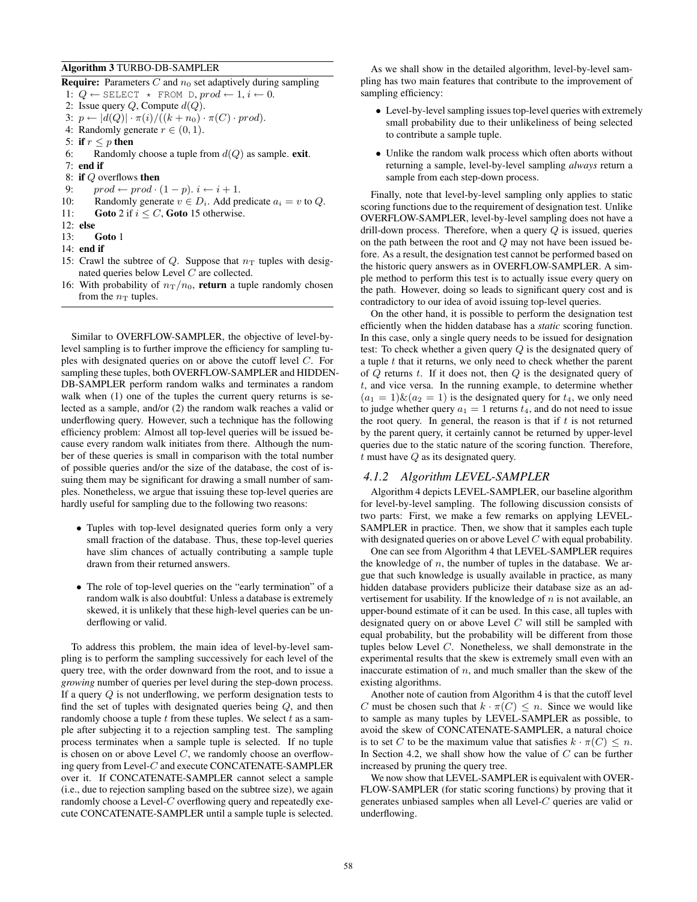**Algorithm 3** TURBO-DB-SAMPLER

**Require:** Parameters $C$ and $n_0$ set adaptively during sampling

1: $Q \leftarrow$ SELECT * FROM D, $prod \leftarrow 1$, $i \leftarrow 0$.
2: Issue query $Q$, Compute $d(Q)$.
3: $p \leftarrow |d(Q)| \cdot \pi(i)/((k+n_0) \cdot \pi(C) \cdot prod)$.
4: Randomly generate $r \in (0, 1)$.
5: **if** $r \leq p$ **then**
6: Randomly choose a tuple from $d(Q)$ as sample. **exit**.
7: **end if**
8: **if** $Q$ overflows **then**
9: $prod \leftarrow prod \cdot (1-p)$. $i \leftarrow i+1$.
10: Randomly generate $v \in D_i$. Add predicate $a_i = v$ to $Q$.
11: **Goto** 2 if $i \leq C$, **Goto** 15 otherwise.
12: **else**
13: **Goto** 1
14: **end if**
15: Crawl the subtree of $Q$. Suppose that $n_T$ tuples with designated queries below Level $C$ are collected.
16: With probability of $n_T/n_0$, **return** a tuple randomly chosen from the $n_T$ tuples.

Similar to OVERFLOW-SAMPLER, the objective of level-by-level sampling is to further improve the efficiency for sampling tuples with designated queries on or above the cutoff level $C$. For sampling these tuples, both OVERFLOW-SAMPLER and HIDDEN-DB-SAMPLER perform random walks and terminates a random walk when (1) one of the tuples the current query returns is selected as a sample, and/or (2) the random walk reaches a valid or underflowing query. However, such a technique has the following efficiency problem: Almost all top-level queries will be issued because every random walk initiates from there. Although the number of these queries is small in comparison with the total number of possible queries and/or the size of the database, the cost of issuing them may be significant for drawing a small number of samples. Nonetheless, we argue that issuing these top-level queries are hardly useful for sampling due to the following two reasons:

- Tuples with top-level designated queries form only a very small fraction of the database. Thus, these top-level queries have slim chances of actually contributing a sample tuple drawn from their returned answers.
- The role of top-level queries on the "early termination" of a random walk is also doubtful: Unless a database is extremely skewed, it is unlikely that these high-level queries can be underflowing or valid.

To address this problem, the main idea of level-by-level sampling is to perform the sampling successively for each level of the query tree, with the order downward from the root, and to issue a *growing* number of queries per level during the step-down process. If a query $Q$ is not underflowing, we perform designation tests to find the set of tuples with designated queries being $Q$, and then randomly choose a tuple $t$ from these tuples. We select $t$ as a sample after subjecting it to a rejection sampling test. The sampling process terminates when a sample tuple is selected. If no tuple is chosen on or above Level $C$, we randomly choose an overflowing query from Level-$C$ and execute CONCATENATE-SAMPLER over it. If CONCATENATE-SAMPLER cannot select a sample (i.e., due to rejection sampling based on the subtree size), we again randomly choose a Level-$C$ overflowing query and repeatedly execute CONCATENATE-SAMPLER until a sample tuple is selected.

As we shall show in the detailed algorithm, level-by-level sampling has two main features that contribute to the improvement of sampling efficiency:

- Level-by-level sampling issues top-level queries with extremely small probability due to their unlikeliness of being selected to contribute a sample tuple.
- Unlike the random walk process which often aborts without returning a sample, level-by-level sampling *always* return a sample from each step-down process.

Finally, note that level-by-level sampling only applies to static scoring functions due to the requirement of designation test. Unlike OVERFLOW-SAMPLER, level-by-level sampling does not have a drill-down process. Therefore, when a query $Q$ is issued, queries on the path between the root and $Q$ may not have been issued before. As a result, the designation test cannot be performed based on the historic query answers as in OVERFLOW-SAMPLER. A simple method to perform this test is to actually issue every query on the path. However, doing so leads to significant query cost and is contradictory to our idea of avoid issuing top-level queries.

On the other hand, it is possible to perform the designation test efficiently when the hidden database has a *static* scoring function. In this case, only a single query needs to be issued for designation test: To check whether a given query $Q$ is the designated query of a tuple $t$ that it returns, we only need to check whether the parent of $Q$ returns $t$. If it does not, then $Q$ is the designated query of $t$, and vice versa. In the running example, to determine whether $(a_1 = 1)\&(a_2 = 1)$ is the designated query for $t_4$, we only need to judge whether query $a_1 = 1$ returns $t_4$, and do not need to issue the root query. In general, the reason is that if $t$ is not returned by the parent query, it certainly cannot be returned by upper-level queries due to the static nature of the scoring function. Therefore, $t$ must have $Q$ as its designated query.

### 4.1.2 Algorithm LEVEL-SAMPLER

Algorithm 4 depicts LEVEL-SAMPLER, our baseline algorithm for level-by-level sampling. The following discussion consists of two parts: First, we make a few remarks on applying LEVEL-SAMPLER in practice. Then, we show that it samples each tuple with designated queries on or above Level $C$ with equal probability.

One can see from Algorithm 4 that LEVEL-SAMPLER requires the knowledge of $n$, the number of tuples in the database. We argue that such knowledge is usually available in practice, as many hidden database providers publicize their database size as an advertisement for usability. If the knowledge of $n$ is not available, an upper-bound estimate of it can be used. In this case, all tuples with designated query on or above Level $C$ will still be sampled with equal probability, but the probability will be different from those tuples below Level $C$. Nonetheless, we shall demonstrate in the experimental results that the skew is extremely small even with an inaccurate estimation of $n$, and much smaller than the skew of the existing algorithms.

Another note of caution from Algorithm 4 is that the cutoff level $C$ must be chosen such that $k \cdot \pi(C) \leq n$. Since we would like to sample as many tuples by LEVEL-SAMPLER as possible, to avoid the skew of CONCATENATE-SAMPLER, a natural choice is to set $C$ to be the maximum value that satisfies $k \cdot \pi(C) \leq n$. In Section 4.2, we shall show how the value of $C$ can be further increased by pruning the query tree.

We now show that LEVEL-SAMPLER is equivalent with OVERFLOW-SAMPLER (for static scoring functions) by proving that it generates unbiased samples when all Level-$C$ queries are valid or underflowing.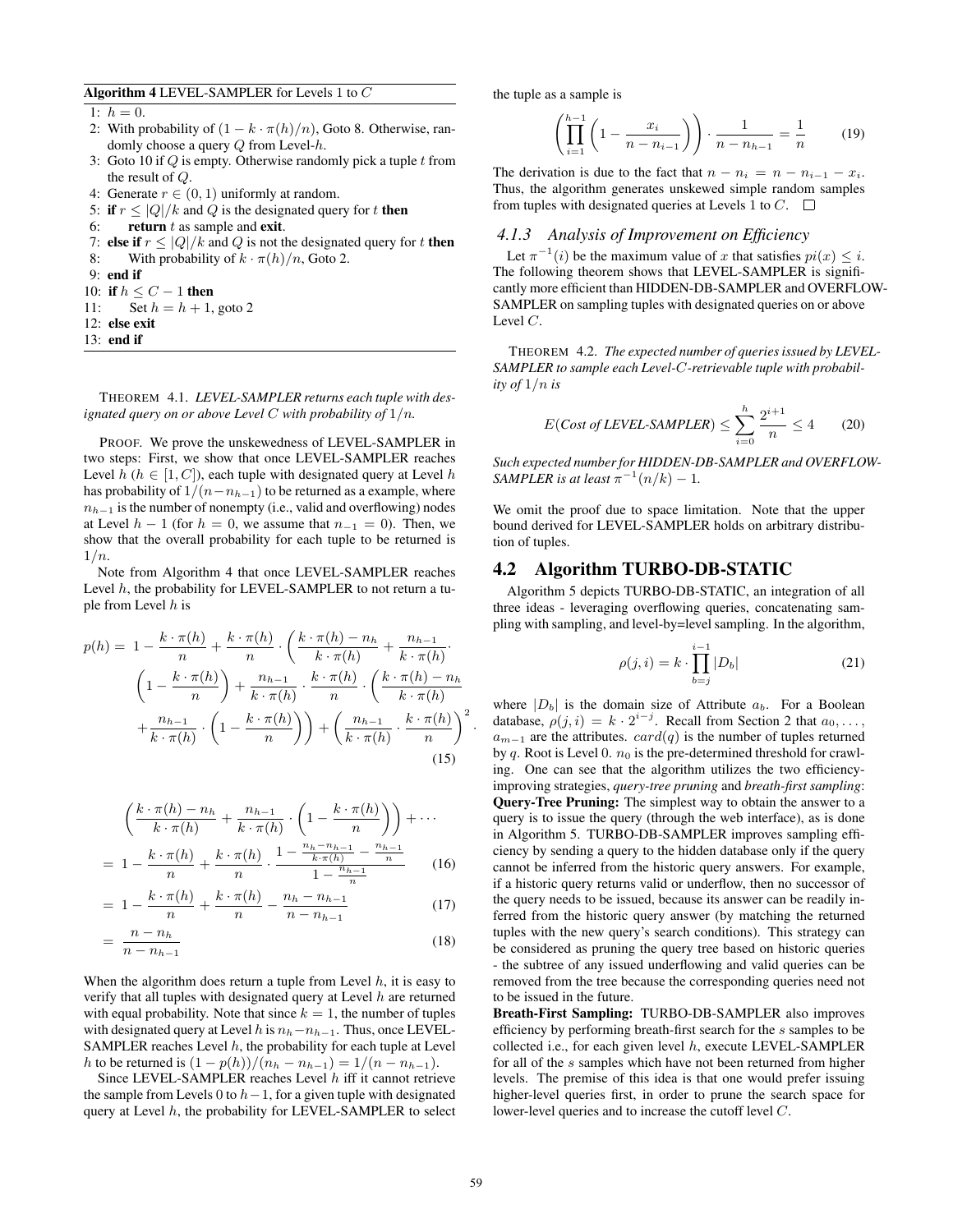**Algorithm 4** LEVEL-SAMPLER for Levels 1 to $C$

```
1: h = 0.
2: With probability of (1 − k · π(h)/n), Goto 8. Otherwise, randomly choose a query Q from Level-h.
3: Goto 10 if Q is empty. Otherwise randomly pick a tuple t from the result of Q.
4: Generate r ∈ (0, 1) uniformly at random.
5: if r ≤ |Q|/k and Q is the designated query for t then
6:     return t as sample and exit.
7: else if r ≤ |Q|/k and Q is not the designated query for t then
8:     With probability of k · π(h)/n, Goto 2.
9: end if
10: if h ≤ C − 1 then
11:     Set h = h + 1, goto 2
12: else exit
13: end if
```

THEOREM 4.1. *LEVEL-SAMPLER returns each tuple with designated query on or above Level $C$ with probability of $1/n$.*

PROOF. We prove the unskewedness of LEVEL-SAMPLER in two steps: First, we show that once LEVEL-SAMPLER reaches Level $h$ ($h \in [1, C]$), each tuple with designated query at Level $h$ has probability of $1/(n - n_{h-1})$ to be returned as a example, where $n_{h-1}$ is the number of nonempty (i.e., valid and overflowing) nodes at Level $h - 1$ (for $h = 0$, we assume that $n_{-1} = 0$). Then, we show that the overall probability for each tuple to be returned is $1/n$.

Note from Algorithm 4 that once LEVEL-SAMPLER reaches Level $h$, the probability for LEVEL-SAMPLER to not return a tuple from Level $h$ is

$$
\begin{aligned}
p(h) = \; & 1 - \frac{k \cdot \pi(h)}{n} + \frac{k \cdot \pi(h)}{n} \cdot \left( \frac{k \cdot \pi(h) - n_h}{k \cdot \pi(h)} + \frac{n_{h-1}}{k \cdot \pi(h)} \cdot \right. \\
& \left(1 - \frac{k \cdot \pi(h)}{n}\right) + \frac{n_{h-1}}{k \cdot \pi(h)} \cdot \frac{k \cdot \pi(h)}{n} \cdot \left( \frac{k \cdot \pi(h) - n_h}{k \cdot \pi(h)} \right. \\
& \left. + \frac{n_{h-1}}{k \cdot \pi(h)} \cdot \left(1 - \frac{k \cdot \pi(h)}{n}\right) \right) + \left( \frac{n_{h-1}}{k \cdot \pi(h)} \cdot \frac{k \cdot \pi(h)}{n} \right)^2 \cdot
\end{aligned}
\tag{15}
$$

$$
\begin{aligned}
& \left( \frac{k \cdot \pi(h) - n_h}{k \cdot \pi(h)} + \frac{n_{h-1}}{k \cdot \pi(h)} \cdot \left(1 - \frac{k \cdot \pi(h)}{n}\right) \right) + \cdots \\
= \; & 1 - \frac{k \cdot \pi(h)}{n} + \frac{k \cdot \pi(h)}{n} \cdot \frac{1 - \frac{n_h - n_{h-1}}{k \cdot \pi(h)} - \frac{n_{h-1}}{n}}{1 - \frac{n_{h-1}}{n}} \qquad (16) \\
= \; & 1 - \frac{k \cdot \pi(h)}{n} + \frac{k \cdot \pi(h)}{n} - \frac{n_h - n_{h-1}}{n - n_{h-1}} \qquad (17) \\
= \; & \frac{n - n_h}{n - n_{h-1}} \qquad (18)
\end{aligned}
$$

When the algorithm does return a tuple from Level $h$, it is easy to verify that all tuples with designated query at Level $h$ are returned with equal probability. Note that since $k = 1$, the number of tuples with designated query at Level $h$ is $n_h - n_{h-1}$. Thus, once LEVEL-SAMPLER reaches Level $h$, the probability for each tuple at Level $h$ to be returned is $(1 - p(h))/(n_h - n_{h-1}) = 1/(n - n_{h-1})$.

Since LEVEL-SAMPLER reaches Level $h$ iff it cannot retrieve the sample from Levels 0 to $h-1$, for a given tuple with designated query at Level $h$, the probability for LEVEL-SAMPLER to select the tuple as a sample is

$$
\left( \prod_{i=1}^{h-1} \left( 1 - \frac{x_i}{n - n_{i-1}} \right) \right) \cdot \frac{1}{n - n_{h-1}} = \frac{1}{n} \tag{19}
$$

The derivation is due to the fact that $n - n_i = n - n_{i-1} - x_i$. Thus, the algorithm generates unskewed simple random samples from tuples with designated queries at Levels 1 to $C$. □

### 4.1.3 Analysis of Improvement on Efficiency

Let $\pi^{-1}(i)$ be the maximum value of $x$ that satisfies $pi(x) \leq i$. The following theorem shows that LEVEL-SAMPLER is significantly more efficient than HIDDEN-DB-SAMPLER and OVERFLOW-SAMPLER on sampling tuples with designated queries on or above Level $C$.

THEOREM 4.2. *The expected number of queries issued by LEVEL-SAMPLER to sample each Level-$C$-retrievable tuple with probability of $1/n$ is*

$$
E(\textit{Cost of LEVEL-SAMPLER}) \leq \sum_{i=0}^{h} \frac{2^{i+1}}{n} \leq 4 \tag{20}
$$

*Such expected number for HIDDEN-DB-SAMPLER and OVERFLOW-SAMPLER is at least $\pi^{-1}(n/k) - 1$.*

We omit the proof due to space limitation. Note that the upper bound derived for LEVEL-SAMPLER holds on arbitrary distribution of tuples.

## 4.2 Algorithm TURBO-DB-STATIC

Algorithm 5 depicts TURBO-DB-STATIC, an integration of all three ideas - leveraging overflowing queries, concatenating sampling with sampling, and level-by=level sampling. In the algorithm,

$$
\rho(j, i) = k \cdot \prod_{b=j}^{i-1} |D_b| \tag{21}
$$

where $|D_b|$ is the domain size of Attribute $a_b$. For a Boolean database, $\rho(j, i) = k \cdot 2^{i-j}$. Recall from Section 2 that $a_0, \ldots, a_{m-1}$ are the attributes. $card(q)$ is the number of tuples returned by $q$. Root is Level 0. $n_0$ is the pre-determined threshold for crawling. One can see that the algorithm utilizes the two efficiency-improving strategies, *query-tree pruning* and *breath-first sampling*:

**Query-Tree Pruning:** The simplest way to obtain the answer to a query is to issue the query (through the web interface), as is done in Algorithm 5. TURBO-DB-SAMPLER improves sampling efficiency by sending a query to the hidden database only if the query cannot be inferred from the historic query answers. For example, if a historic query returns valid or underflow, then no successor of the query needs to be issued, because its answer can be readily inferred from the historic query answer (by matching the returned tuples with the new query's search conditions). This strategy can be considered as pruning the query tree based on historic queries - the subtree of any issued underflowing and valid queries can be removed from the tree because the corresponding queries need not to be issued in the future.

**Breath-First Sampling:** TURBO-DB-SAMPLER also improves efficiency by performing breath-first search for the $s$ samples to be collected i.e., for each given level $h$, execute LEVEL-SAMPLER for all of the $s$ samples which have not been returned from higher levels. The premise of this idea is that one would prefer issuing higher-level queries first, in order to prune the search space for lower-level queries and to increase the cutoff level $C$.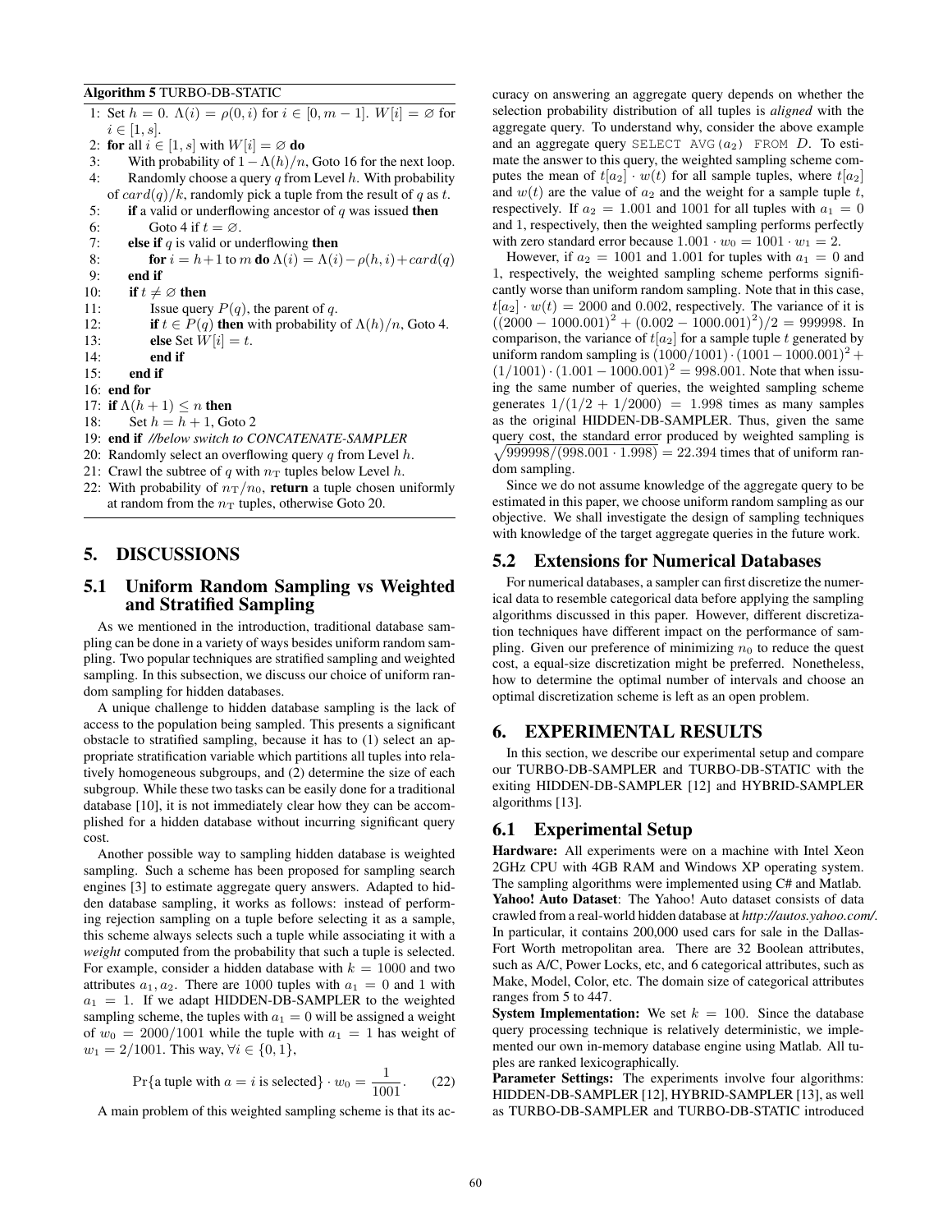**Algorithm 5** TURBO-DB-STATIC

```
1:  Set h = 0. Λ(i) = ρ(0, i) for i ∈ [0, m − 1]. W[i] = ∅ for
    i ∈ [1, s].
2:  for all i ∈ [1, s] with W[i] = ∅ do
3:      With probability of 1 − Λ(h)/n, Goto 16 for the next loop.
4:      Randomly choose a query q from Level h. With probability
    of card(q)/k, randomly pick a tuple from the result of q as t.
5:      if a valid or underflowing ancestor of q was issued then
6:          Goto 4 if t = ∅.
7:      else if q is valid or underflowing then
8:          for i = h+1 to m do Λ(i) = Λ(i)−ρ(h, i)+card(q)
9:      end if
10:     if t ≠ ∅ then
11:         Issue query P(q), the parent of q.
12:         if t ∈ P(q) then with probability of Λ(h)/n, Goto 4.
13:         else Set W[i] = t.
14:         end if
15:     end if
16: end for
17: if Λ(h + 1) ≤ n then
18:     Set h = h + 1, Goto 2
19: end if //below switch to CONCATENATE-SAMPLER
20: Randomly select an overflowing query q from Level h.
21: Crawl the subtree of q with n_T tuples below Level h.
22: With probability of n_T/n_0, return a tuple chosen uniformly
    at random from the n_T tuples, otherwise Goto 20.
```

## 5. DISCUSSIONS

### 5.1 Uniform Random Sampling vs Weighted and Stratified Sampling

As we mentioned in the introduction, traditional database sampling can be done in a variety of ways besides uniform random sampling. Two popular techniques are stratified sampling and weighted sampling. In this subsection, we discuss our choice of uniform random sampling for hidden databases.

A unique challenge to hidden database sampling is the lack of access to the population being sampled. This presents a significant obstacle to stratified sampling, because it has to (1) select an appropriate stratification variable which partitions all tuples into relatively homogeneous subgroups, and (2) determine the size of each subgroup. While these two tasks can be easily done for a traditional database [10], it is not immediately clear how they can be accomplished for a hidden database without incurring significant query cost.

Another possible way to sampling hidden database is weighted sampling. Such a scheme has been proposed for sampling search engines [3] to estimate aggregate query answers. Adapted to hidden database sampling, it works as follows: instead of performing rejection sampling on a tuple before selecting it as a sample, this scheme always selects such a tuple while associating it with a *weight* computed from the probability that such a tuple is selected. For example, consider a hidden database with $k = 1000$ and two attributes $a_1, a_2$. There are 1000 tuples with $a_1 = 0$ and 1 with $a_1 = 1$. If we adapt HIDDEN-DB-SAMPLER to the weighted sampling scheme, the tuples with $a_1 = 0$ will be assigned a weight of $w_0 = 2000/1001$ while the tuple with $a_1 = 1$ has weight of $w_1 = 2/1001$. This way, $\forall i \in \{0, 1\}$,

$$\Pr\{\text{a tuple with } a = i \text{ is selected}\} \cdot w_0 = \frac{1}{1001}. \tag{22}$$

A main problem of this weighted sampling scheme is that its accuracy on answering an aggregate query depends on whether the selection probability distribution of all tuples is *aligned* with the aggregate query. To understand why, consider the above example and an aggregate query `SELECT AVG(`$a_2$`) FROM` $D$. To estimate the answer to this query, the weighted sampling scheme computes the mean of $t[a_2] \cdot w(t)$ for all sample tuples, where $t[a_2]$ and $w(t)$ are the value of $a_2$ and the weight for a sample tuple $t$, respectively. If $a_2 = 1.001$ and 1001 for all tuples with $a_1 = 0$ and 1, respectively, then the weighted sampling performs perfectly with zero standard error because $1.001 \cdot w_0 = 1001 \cdot w_1 = 2$.

However, if $a_2 = 1001$ and 1.001 for tuples with $a_1 = 0$ and 1, respectively, the weighted sampling scheme performs significantly worse than uniform random sampling. Note that in this case, $t[a_2] \cdot w(t) = 2000$ and 0.002, respectively. The variance of it is $((2000 - 1000.001)^2 + (0.002 - 1000.001)^2)/2 = 999998$. In comparison, the variance of $t[a_2]$ for a sample tuple $t$ generated by uniform random sampling is $(1000/1001) \cdot (1001 - 1000.001)^2 + (1/1001) \cdot (1.001 - 1000.001)^2 = 998.001$. Note that when issuing the same number of queries, the weighted sampling scheme generates $1/(1/2 + 1/2000) = 1.998$ times as many samples as the original HIDDEN-DB-SAMPLER. Thus, given the same query cost, the standard error produced by weighted sampling is $\sqrt{999998/(998.001 \cdot 1.998)} = 22.394$ times that of uniform random sampling.

Since we do not assume knowledge of the aggregate query to be estimated in this paper, we choose uniform random sampling as our objective. We shall investigate the design of sampling techniques with knowledge of the target aggregate queries in the future work.

### 5.2 Extensions for Numerical Databases

For numerical databases, a sampler can first discretize the numerical data to resemble categorical data before applying the sampling algorithms discussed in this paper. However, different discretization techniques have different impact on the performance of sampling. Given our preference of minimizing $n_0$ to reduce the quest cost, a equal-size discretization might be preferred. Nonetheless, how to determine the optimal number of intervals and choose an optimal discretization scheme is left as an open problem.

## 6. EXPERIMENTAL RESULTS

In this section, we describe our experimental setup and compare our TURBO-DB-SAMPLER and TURBO-DB-STATIC with the exiting HIDDEN-DB-SAMPLER [12] and HYBRID-SAMPLER algorithms [13].

### 6.1 Experimental Setup

**Hardware:** All experiments were on a machine with Intel Xeon 2GHz CPU with 4GB RAM and Windows XP operating system. The sampling algorithms were implemented using C# and Matlab.

**Yahoo! Auto Dataset**: The Yahoo! Auto dataset consists of data crawled from a real-world hidden database at *http://autos.yahoo.com/*. In particular, it contains 200,000 used cars for sale in the Dallas-Fort Worth metropolitan area. There are 32 Boolean attributes, such as A/C, Power Locks, etc, and 6 categorical attributes, such as Make, Model, Color, etc. The domain size of categorical attributes ranges from 5 to 447.

**System Implementation:** We set $k = 100$. Since the database query processing technique is relatively deterministic, we implemented our own in-memory database engine using Matlab. All tuples are ranked lexicographically.

**Parameter Settings:** The experiments involve four algorithms: HIDDEN-DB-SAMPLER [12], HYBRID-SAMPLER [13], as well as TURBO-DB-SAMPLER and TURBO-DB-STATIC introduced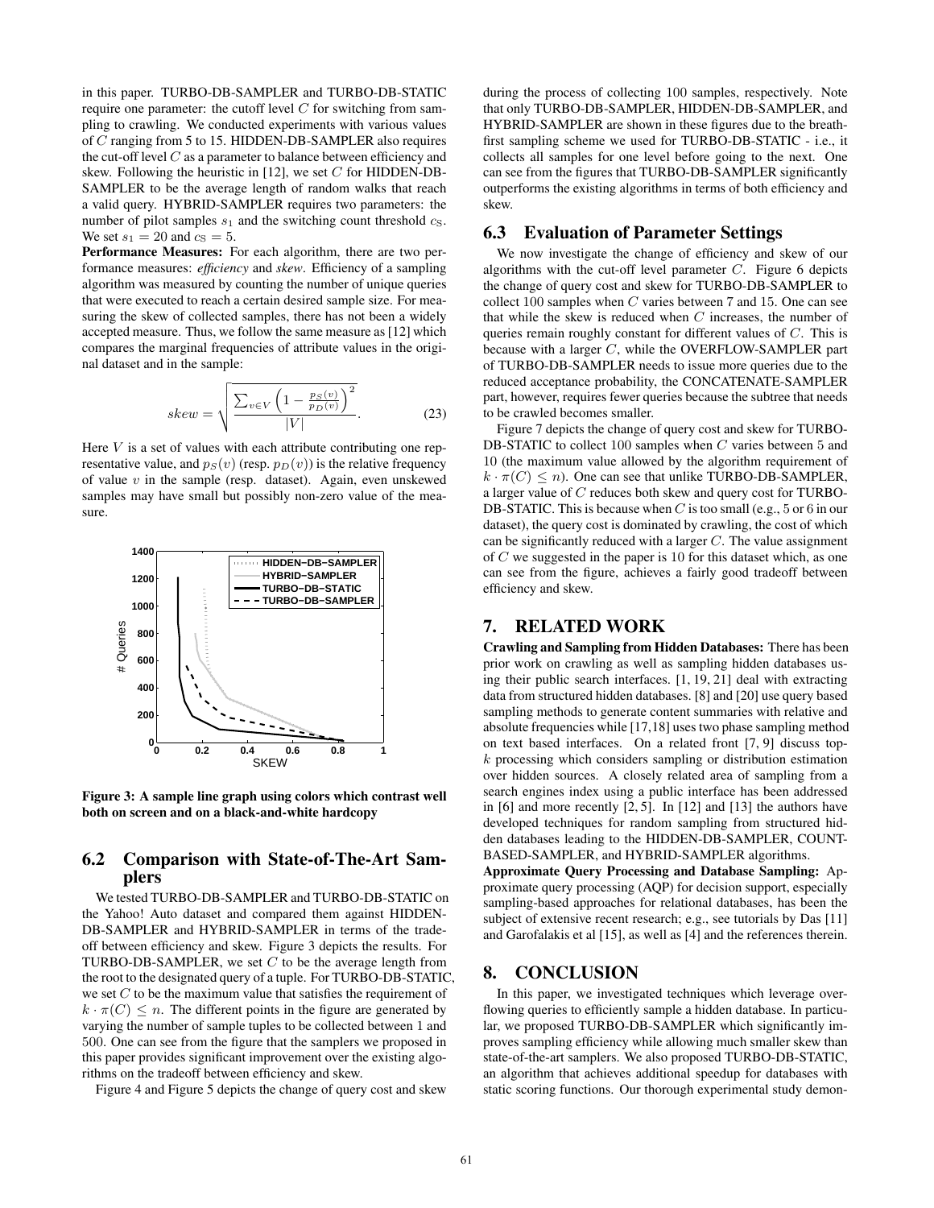in this paper. TURBO-DB-SAMPLER and TURBO-DB-STATIC require one parameter: the cutoff level $C$ for switching from sampling to crawling. We conducted experiments with various values of $C$ ranging from 5 to 15. HIDDEN-DB-SAMPLER also requires the cut-off level $C$ as a parameter to balance between efficiency and skew. Following the heuristic in [12], we set $C$ for HIDDEN-DB-SAMPLER to be the average length of random walks that reach a valid query. HYBRID-SAMPLER requires two parameters: the number of pilot samples $s_1$ and the switching count threshold $c_S$. We set $s_1 = 20$ and $c_S = 5$.

**Performance Measures:** For each algorithm, there are two performance measures: *efficiency* and *skew*. Efficiency of a sampling algorithm was measured by counting the number of unique queries that were executed to reach a certain desired sample size. For measuring the skew of collected samples, there has not been a widely accepted measure. Thus, we follow the same measure as [12] which compares the marginal frequencies of attribute values in the original dataset and in the sample:

$$skew = \sqrt{\frac{\sum_{v \in V} \left(1 - \frac{p_S(v)}{p_D(v)}\right)^2}{|V|}}. \tag{23}$$

Here $V$ is a set of values with each attribute contributing one representative value, and $p_S(v)$ (resp. $p_D(v)$) is the relative frequency of value $v$ in the sample (resp. dataset). Again, even unskewed samples may have small but possibly non-zero value of the measure.

**Figure 3: A sample line graph using colors which contrast well both on screen and on a black-and-white hardcopy**

## 6.2 Comparison with State-of-The-Art Samplers

We tested TURBO-DB-SAMPLER and TURBO-DB-STATIC on the Yahoo! Auto dataset and compared them against HIDDEN-DB-SAMPLER and HYBRID-SAMPLER in terms of the tradeoff between efficiency and skew. Figure 3 depicts the results. For TURBO-DB-SAMPLER, we set $C$ to be the average length from the root to the designated query of a tuple. For TURBO-DB-STATIC, we set $C$ to be the maximum value that satisfies the requirement of $k \cdot \pi(C) \leq n$. The different points in the figure are generated by varying the number of sample tuples to be collected between 1 and 500. One can see from the figure that the samplers we proposed in this paper provides significant improvement over the existing algorithms on the tradeoff between efficiency and skew.

Figure 4 and Figure 5 depicts the change of query cost and skew during the process of collecting 100 samples, respectively. Note that only TURBO-DB-SAMPLER, HIDDEN-DB-SAMPLER, and HYBRID-SAMPLER are shown in these figures due to the breath-first sampling scheme we used for TURBO-DB-STATIC - i.e., it collects all samples for one level before going to the next. One can see from the figures that TURBO-DB-SAMPLER significantly outperforms the existing algorithms in terms of both efficiency and skew.

## 6.3 Evaluation of Parameter Settings

We now investigate the change of efficiency and skew of our algorithms with the cut-off level parameter $C$. Figure 6 depicts the change of query cost and skew for TURBO-DB-SAMPLER to collect 100 samples when $C$ varies between 7 and 15. One can see that while the skew is reduced when $C$ increases, the number of queries remain roughly constant for different values of $C$. This is because with a larger $C$, while the OVERFLOW-SAMPLER part of TURBO-DB-SAMPLER needs to issue more queries due to the reduced acceptance probability, the CONCATENATE-SAMPLER part, however, requires fewer queries because the subtree that needs to be crawled becomes smaller.

Figure 7 depicts the change of query cost and skew for TURBO-DB-STATIC to collect 100 samples when $C$ varies between 5 and 10 (the maximum value allowed by the algorithm requirement of $k \cdot \pi(C) \leq n$). One can see that unlike TURBO-DB-SAMPLER, a larger value of $C$ reduces both skew and query cost for TURBO-DB-STATIC. This is because when $C$ is too small (e.g., 5 or 6 in our dataset), the query cost is dominated by crawling, the cost of which can be significantly reduced with a larger $C$. The value assignment of $C$ we suggested in the paper is 10 for this dataset which, as one can see from the figure, achieves a fairly good tradeoff between efficiency and skew.

# 7. RELATED WORK

**Crawling and Sampling from Hidden Databases:** There has been prior work on crawling as well as sampling hidden databases using their public search interfaces. [1, 19, 21] deal with extracting data from structured hidden databases. [8] and [20] use query based sampling methods to generate content summaries with relative and absolute frequencies while [17,18] uses two phase sampling method on text based interfaces. On a related front [7, 9] discuss top-$k$ processing which considers sampling or distribution estimation over hidden sources. A closely related area of sampling from a search engines index using a public interface has been addressed in [6] and more recently [2, 5]. In [12] and [13] the authors have developed techniques for random sampling from structured hidden databases leading to the HIDDEN-DB-SAMPLER, COUNT-BASED-SAMPLER, and HYBRID-SAMPLER algorithms.

**Approximate Query Processing and Database Sampling:** Approximate query processing (AQP) for decision support, especially sampling-based approaches for relational databases, has been the subject of extensive recent research; e.g., see tutorials by Das [11] and Garofalakis et al [15], as well as [4] and the references therein.

# 8. CONCLUSION

In this paper, we investigated techniques which leverage overflowing queries to efficiently sample a hidden database. In particular, we proposed TURBO-DB-SAMPLER which significantly improves sampling efficiency while allowing much smaller skew than state-of-the-art samplers. We also proposed TURBO-DB-STATIC, an algorithm that achieves additional speedup for databases with static scoring functions. Our thorough experimental study demon-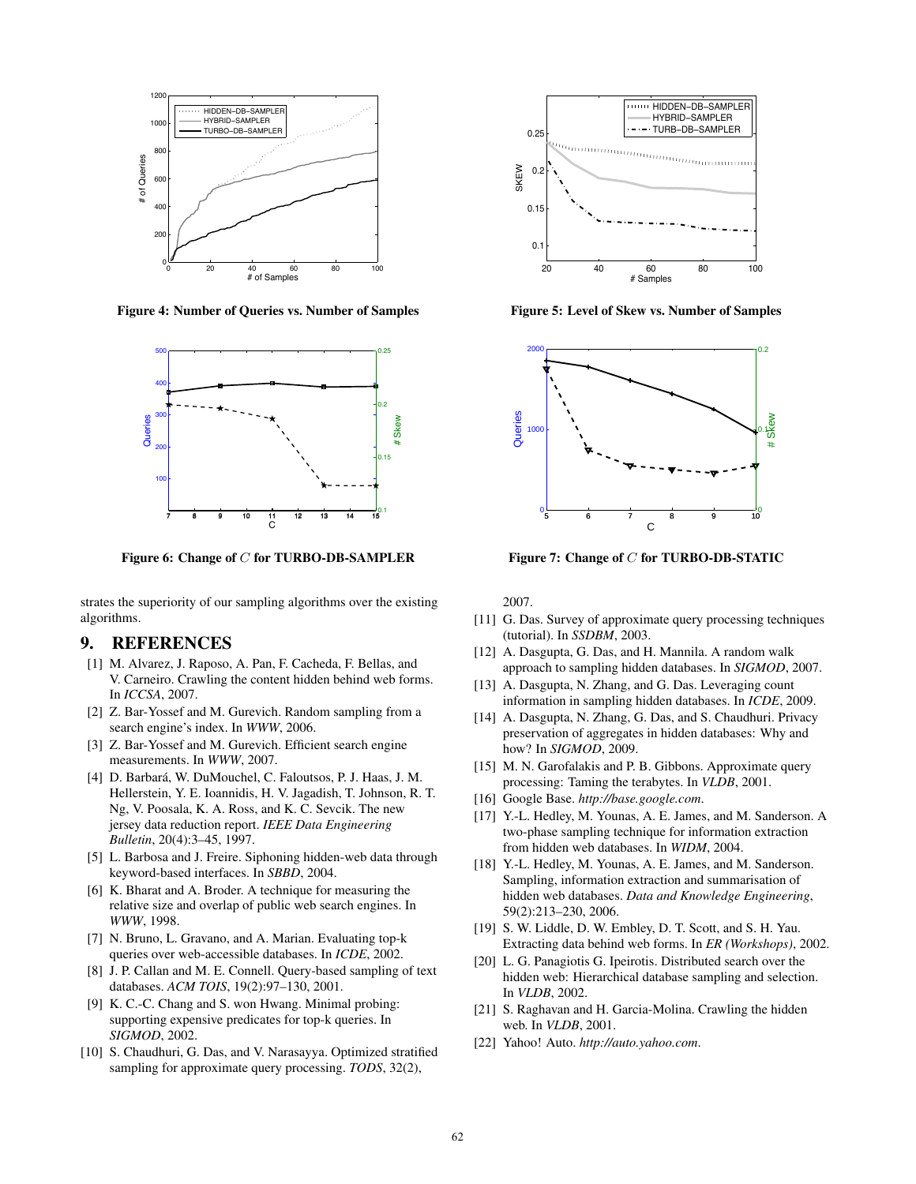1200
1000
800
600
400
200
0
# of Queries
0 20 40 60 80 100
# of Samples
HIDDEN–DB–SAMPLER
HYBRID–SAMPLER
TURBO–DB–SAMPLER

**Figure 4: Number of Queries vs. Number of Samples**

SKEW
0.25
0.2
0.15
0.1
20 40 60 80 100
# Samples
HIDDEN–DB–SAMPLER
HYBRID–SAMPLER
TURB–DB–SAMPLER

**Figure 5: Level of Skew vs. Number of Samples**

Queries
500
400
300
200
100
# Skew
0.25
0.2
0.15
0.1
7 8 9 10 11 12 13 14 15
C

**Figure 6: Change of $C$ for TURBO-DB-SAMPLER**

Queries
2000
1000
0
# Skew
0.2
0.1
0
5 6 7 8 9 10
C

**Figure 7: Change of $C$ for TURBO-DB-STATIC**

strates the superiority of our sampling algorithms over the existing algorithms.

## 9. REFERENCES

[1] M. Alvarez, J. Raposo, A. Pan, F. Cacheda, F. Bellas, and V. Carneiro. Crawling the content hidden behind web forms. In *ICCSA*, 2007.

[2] Z. Bar-Yossef and M. Gurevich. Random sampling from a search engine's index. In *WWW*, 2006.

[3] Z. Bar-Yossef and M. Gurevich. Efficient search engine measurements. In *WWW*, 2007.

[4] D. Barbará, W. DuMouchel, C. Faloutsos, P. J. Haas, J. M. Hellerstein, Y. E. Ioannidis, H. V. Jagadish, T. Johnson, R. T. Ng, V. Poosala, K. A. Ross, and K. C. Sevcik. The new jersey data reduction report. *IEEE Data Engineering Bulletin*, 20(4):3–45, 1997.

[5] L. Barbosa and J. Freire. Siphoning hidden-web data through keyword-based interfaces. In *SBBD*, 2004.

[6] K. Bharat and A. Broder. A technique for measuring the relative size and overlap of public web search engines. In *WWW*, 1998.

[7] N. Bruno, L. Gravano, and A. Marian. Evaluating top-k queries over web-accessible databases. In *ICDE*, 2002.

[8] J. P. Callan and M. E. Connell. Query-based sampling of text databases. *ACM TOIS*, 19(2):97–130, 2001.

[9] K. C.-C. Chang and S. won Hwang. Minimal probing: supporting expensive predicates for top-k queries. In *SIGMOD*, 2002.

[10] S. Chaudhuri, G. Das, and V. Narasayya. Optimized stratified sampling for approximate query processing. *TODS*, 32(2), 2007.

[11] G. Das. Survey of approximate query processing techniques (tutorial). In *SSDBM*, 2003.

[12] A. Dasgupta, G. Das, and H. Mannila. A random walk approach to sampling hidden databases. In *SIGMOD*, 2007.

[13] A. Dasgupta, N. Zhang, and G. Das. Leveraging count information in sampling hidden databases. In *ICDE*, 2009.

[14] A. Dasgupta, N. Zhang, G. Das, and S. Chaudhuri. Privacy preservation of aggregates in hidden databases: Why and how? In *SIGMOD*, 2009.

[15] M. N. Garofalakis and P. B. Gibbons. Approximate query processing: Taming the terabytes. In *VLDB*, 2001.

[16] Google Base. *http://base.google.com*.

[17] Y.-L. Hedley, M. Younas, A. E. James, and M. Sanderson. A two-phase sampling technique for information extraction from hidden web databases. In *WIDM*, 2004.

[18] Y.-L. Hedley, M. Younas, A. E. James, and M. Sanderson. Sampling, information extraction and summarisation of hidden web databases. *Data and Knowledge Engineering*, 59(2):213–230, 2006.

[19] S. W. Liddle, D. W. Embley, D. T. Scott, and S. H. Yau. Extracting data behind web forms. In *ER (Workshops)*, 2002.

[20] L. G. Panagiotis G. Ipeirotis. Distributed search over the hidden web: Hierarchical database sampling and selection. In *VLDB*, 2002.

[21] S. Raghavan and H. Garcia-Molina. Crawling the hidden web. In *VLDB*, 2001.

[22] Yahoo! Auto. *http://auto.yahoo.com*.